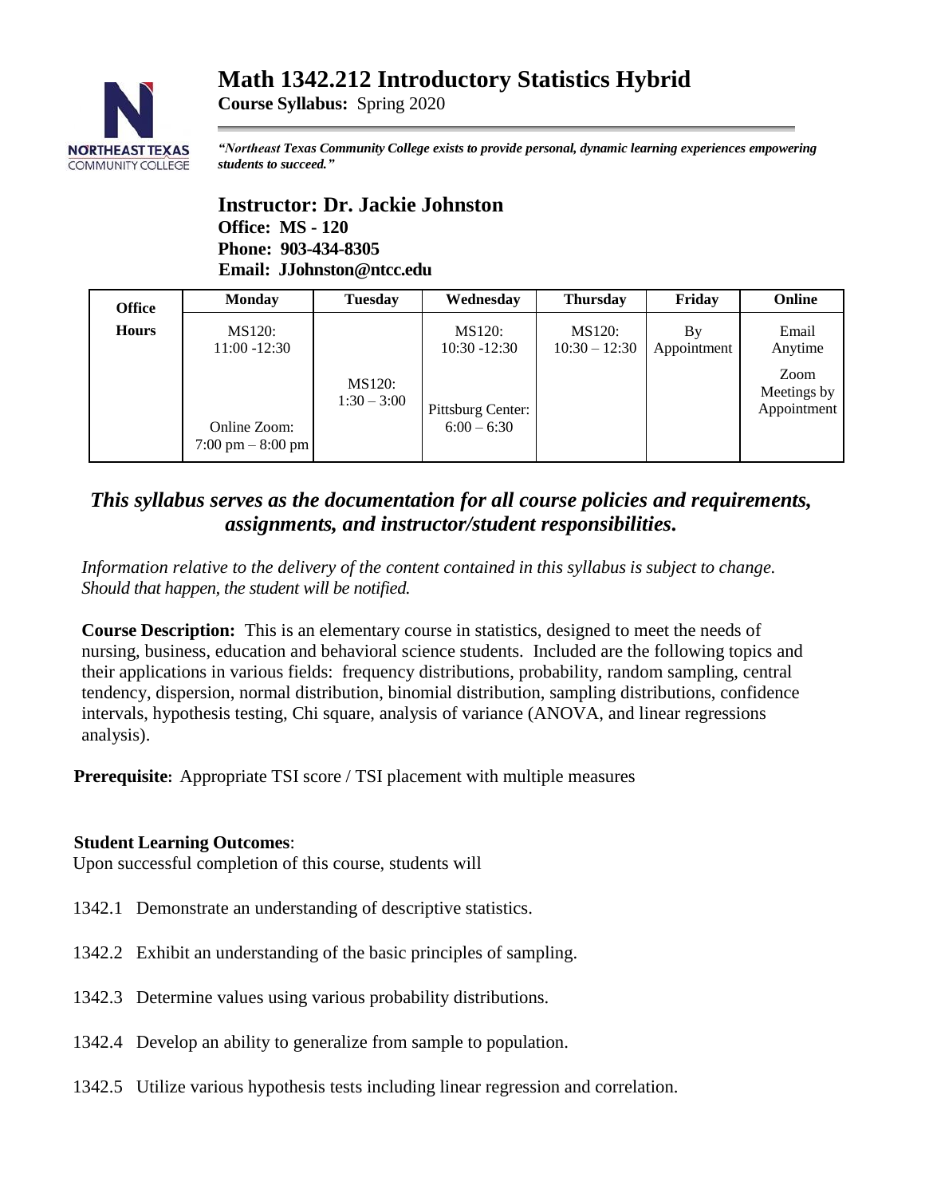# Math 1342.212 Introductory Statistics Hybrid

**Course Syllabus:** Spring 2020

***"Northeast Texas Community College exists to provide personal, dynamic learning experiences empowering students to succeed."***

## Instructor: Dr. Jackie Johnston

**Office: MS - 120**
**Phone: 903-434-8305**
**Email: JJohnston@ntcc.edu**

| Office Hours | Monday | Tuesday | Wednesday | Thursday | Friday | Online |
|---|---|---|---|---|---|---|
| | MS120: 11:00 -12:30<br><br>Online Zoom: 7:00 pm – 8:00 pm | MS120: 1:30 – 3:00 | MS120: 10:30 -12:30<br><br>Pittsburg Center: 6:00 – 6:30 | MS120: 10:30 – 12:30 | By Appointment | Email Anytime<br><br>Zoom Meetings by Appointment |

### *This syllabus serves as the documentation for all course policies and requirements, assignments, and instructor/student responsibilities.*

*Information relative to the delivery of the content contained in this syllabus is subject to change. Should that happen, the student will be notified.*

**Course Description:** This is an elementary course in statistics, designed to meet the needs of nursing, business, education and behavioral science students. Included are the following topics and their applications in various fields: frequency distributions, probability, random sampling, central tendency, dispersion, normal distribution, binomial distribution, sampling distributions, confidence intervals, hypothesis testing, Chi square, analysis of variance (ANOVA, and linear regressions analysis).

**Prerequisite:** Appropriate TSI score / TSI placement with multiple measures

**Student Learning Outcomes**:
Upon successful completion of this course, students will

1342.1 Demonstrate an understanding of descriptive statistics.

1342.2 Exhibit an understanding of the basic principles of sampling.

1342.3 Determine values using various probability distributions.

1342.4 Develop an ability to generalize from sample to population.

1342.5 Utilize various hypothesis tests including linear regression and correlation.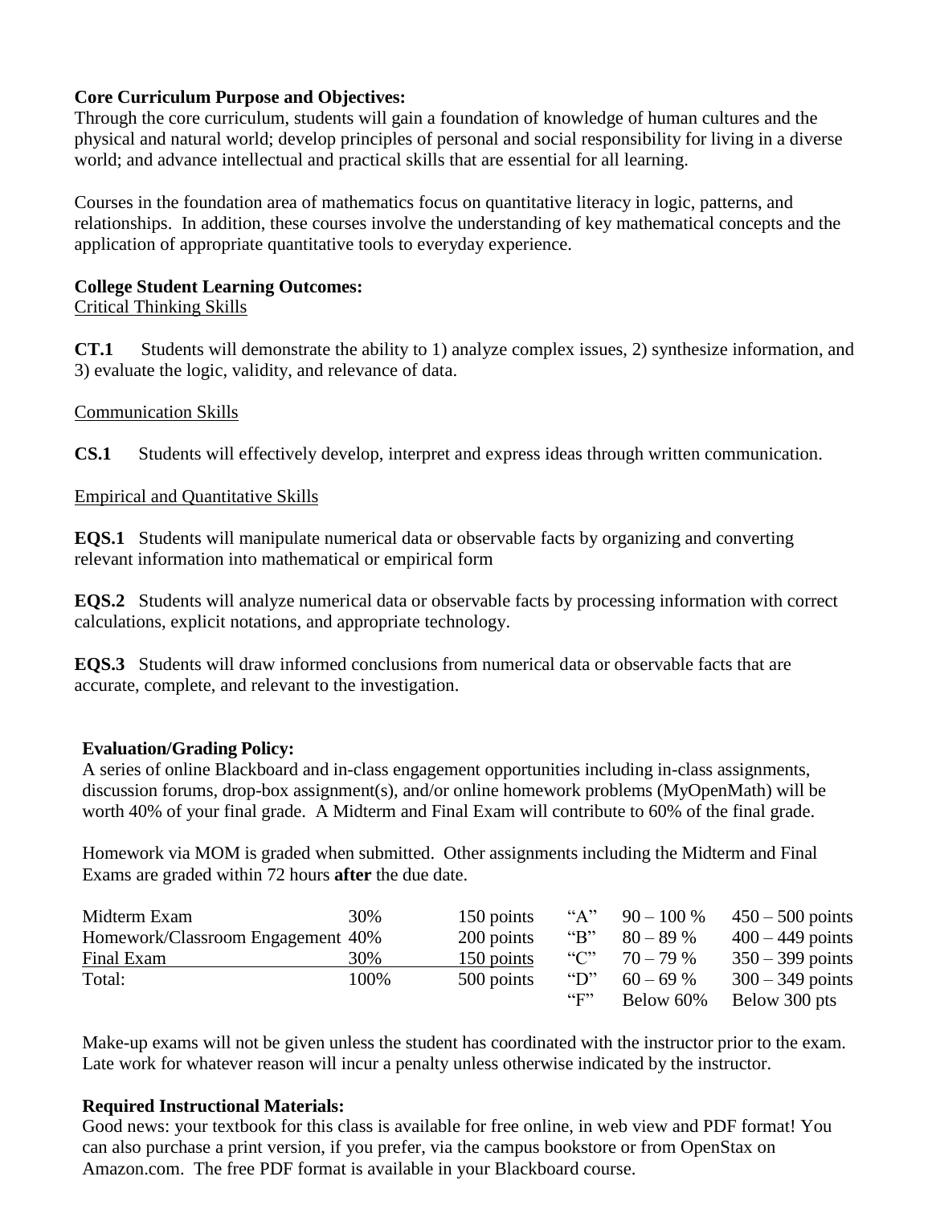**Core Curriculum Purpose and Objectives:**
Through the core curriculum, students will gain a foundation of knowledge of human cultures and the physical and natural world; develop principles of personal and social responsibility for living in a diverse world; and advance intellectual and practical skills that are essential for all learning.

Courses in the foundation area of mathematics focus on quantitative literacy in logic, patterns, and relationships. In addition, these courses involve the understanding of key mathematical concepts and the application of appropriate quantitative tools to everyday experience.

**College Student Learning Outcomes:**

Critical Thinking Skills

**CT.1** Students will demonstrate the ability to 1) analyze complex issues, 2) synthesize information, and 3) evaluate the logic, validity, and relevance of data.

Communication Skills

**CS.1** Students will effectively develop, interpret and express ideas through written communication.

Empirical and Quantitative Skills

**EQS.1** Students will manipulate numerical data or observable facts by organizing and converting relevant information into mathematical or empirical form

**EQS.2** Students will analyze numerical data or observable facts by processing information with correct calculations, explicit notations, and appropriate technology.

**EQS.3** Students will draw informed conclusions from numerical data or observable facts that are accurate, complete, and relevant to the investigation.

**Evaluation/Grading Policy:**
A series of online Blackboard and in-class engagement opportunities including in-class assignments, discussion forums, drop-box assignment(s), and/or online homework problems (MyOpenMath) will be worth 40% of your final grade. A Midterm and Final Exam will contribute to 60% of the final grade.

Homework via MOM is graded when submitted. Other assignments including the Midterm and Final Exams are graded within 72 hours **after** the due date.

| | | | | | |
|---|---|---|---|---|---|
| Midterm Exam | 30% | 150 points | "A" | 90 – 100 % | 450 – 500 points |
| Homework/Classroom Engagement | 40% | 200 points | "B" | 80 – 89 % | 400 – 449 points |
| Final Exam | 30% | 150 points | "C" | 70 – 79 % | 350 – 399 points |
| Total: | 100% | 500 points | "D" | 60 – 69 % | 300 – 349 points |
| | | | "F" | Below 60% | Below 300 pts |

Make-up exams will not be given unless the student has coordinated with the instructor prior to the exam. Late work for whatever reason will incur a penalty unless otherwise indicated by the instructor.

**Required Instructional Materials:**
Good news: your textbook for this class is available for free online, in web view and PDF format! You can also purchase a print version, if you prefer, via the campus bookstore or from OpenStax on Amazon.com. The free PDF format is available in your Blackboard course.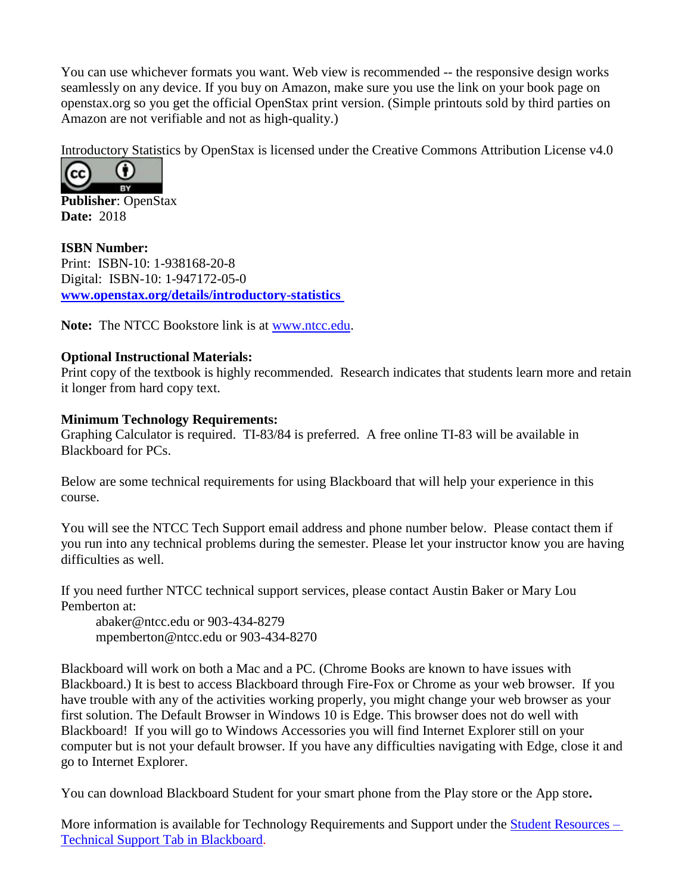You can use whichever formats you want. Web view is recommended -- the responsive design works seamlessly on any device. If you buy on Amazon, make sure you use the link on your book page on openstax.org so you get the official OpenStax print version. (Simple printouts sold by third parties on Amazon are not verifiable and not as high-quality.)

Introductory Statistics by OpenStax is licensed under the Creative Commons Attribution License v4.0

**Publisher**: OpenStax
**Date:** 2018

**ISBN Number:**
Print: ISBN-10: 1-938168-20-8
Digital: ISBN-10: 1-947172-05-0
[www.openstax.org/details/introductory-statistics](www.openstax.org/details/introductory-statistics)

**Note:** The NTCC Bookstore link is at [www.ntcc.edu](www.ntcc.edu).

**Optional Instructional Materials:**
Print copy of the textbook is highly recommended. Research indicates that students learn more and retain it longer from hard copy text.

**Minimum Technology Requirements:**
Graphing Calculator is required. TI-83/84 is preferred. A free online TI-83 will be available in Blackboard for PCs.

Below are some technical requirements for using Blackboard that will help your experience in this course.

You will see the NTCC Tech Support email address and phone number below. Please contact them if you run into any technical problems during the semester. Please let your instructor know you are having difficulties as well.

If you need further NTCC technical support services, please contact Austin Baker or Mary Lou Pemberton at:

abaker@ntcc.edu or 903-434-8279
mpemberton@ntcc.edu or 903-434-8270

Blackboard will work on both a Mac and a PC. (Chrome Books are known to have issues with Blackboard.) It is best to access Blackboard through Fire-Fox or Chrome as your web browser. If you have trouble with any of the activities working properly, you might change your web browser as your first solution. The Default Browser in Windows 10 is Edge. This browser does not do well with Blackboard! If you will go to Windows Accessories you will find Internet Explorer still on your computer but is not your default browser. If you have any difficulties navigating with Edge, close it and go to Internet Explorer.

You can download Blackboard Student for your smart phone from the Play store or the App store**.**

More information is available for Technology Requirements and Support under the Student Resources – Technical Support Tab in Blackboard.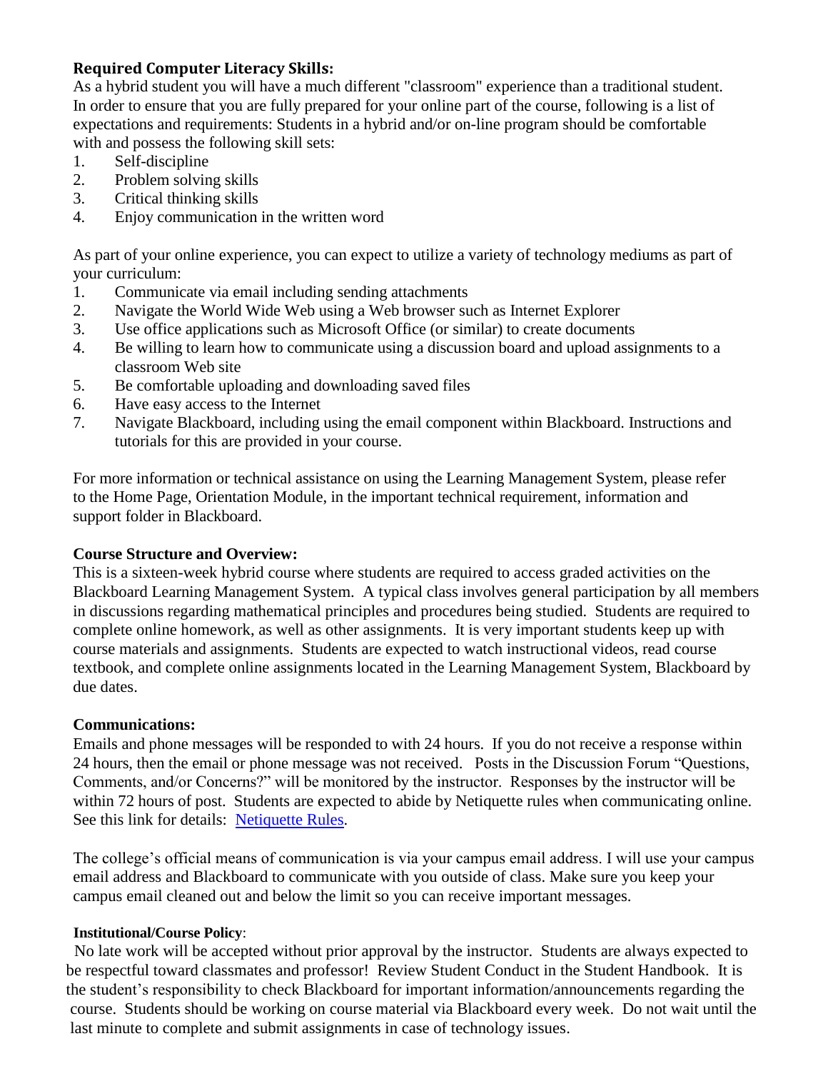**Required Computer Literacy Skills:**

As a hybrid student you will have a much different "classroom" experience than a traditional student. In order to ensure that you are fully prepared for your online part of the course, following is a list of expectations and requirements: Students in a hybrid and/or on-line program should be comfortable with and possess the following skill sets:

1. Self-discipline
2. Problem solving skills
3. Critical thinking skills
4. Enjoy communication in the written word

As part of your online experience, you can expect to utilize a variety of technology mediums as part of your curriculum:

1. Communicate via email including sending attachments
2. Navigate the World Wide Web using a Web browser such as Internet Explorer
3. Use office applications such as Microsoft Office (or similar) to create documents
4. Be willing to learn how to communicate using a discussion board and upload assignments to a classroom Web site
5. Be comfortable uploading and downloading saved files
6. Have easy access to the Internet
7. Navigate Blackboard, including using the email component within Blackboard. Instructions and tutorials for this are provided in your course.

For more information or technical assistance on using the Learning Management System, please refer to the Home Page, Orientation Module, in the important technical requirement, information and support folder in Blackboard.

**Course Structure and Overview:**

This is a sixteen-week hybrid course where students are required to access graded activities on the Blackboard Learning Management System. A typical class involves general participation by all members in discussions regarding mathematical principles and procedures being studied. Students are required to complete online homework, as well as other assignments. It is very important students keep up with course materials and assignments. Students are expected to watch instructional videos, read course textbook, and complete online assignments located in the Learning Management System, Blackboard by due dates.

**Communications:**

Emails and phone messages will be responded to with 24 hours. If you do not receive a response within 24 hours, then the email or phone message was not received. Posts in the Discussion Forum "Questions, Comments, and/or Concerns?" will be monitored by the instructor. Responses by the instructor will be within 72 hours of post. Students are expected to abide by Netiquette rules when communicating online. See this link for details: Netiquette Rules.

The college's official means of communication is via your campus email address. I will use your campus email address and Blackboard to communicate with you outside of class. Make sure you keep your campus email cleaned out and below the limit so you can receive important messages.

**Institutional/Course Policy**:

No late work will be accepted without prior approval by the instructor. Students are always expected to be respectful toward classmates and professor! Review Student Conduct in the Student Handbook. It is the student's responsibility to check Blackboard for important information/announcements regarding the course. Students should be working on course material via Blackboard every week. Do not wait until the last minute to complete and submit assignments in case of technology issues.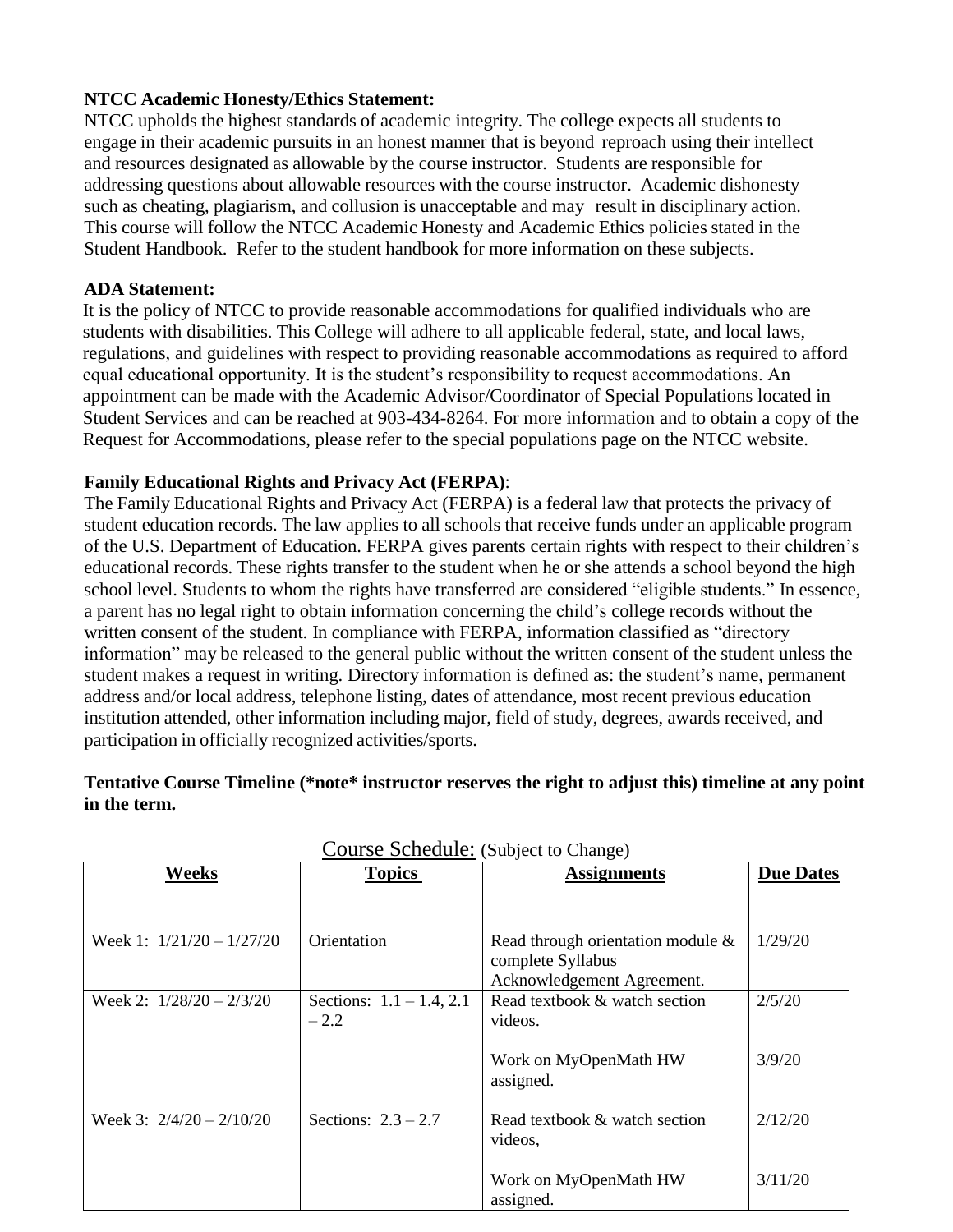**NTCC Academic Honesty/Ethics Statement:**

NTCC upholds the highest standards of academic integrity. The college expects all students to engage in their academic pursuits in an honest manner that is beyond reproach using their intellect and resources designated as allowable by the course instructor. Students are responsible for addressing questions about allowable resources with the course instructor. Academic dishonesty such as cheating, plagiarism, and collusion is unacceptable and may result in disciplinary action. This course will follow the NTCC Academic Honesty and Academic Ethics policies stated in the Student Handbook. Refer to the student handbook for more information on these subjects.

**ADA Statement:**

It is the policy of NTCC to provide reasonable accommodations for qualified individuals who are students with disabilities. This College will adhere to all applicable federal, state, and local laws, regulations, and guidelines with respect to providing reasonable accommodations as required to afford equal educational opportunity. It is the student's responsibility to request accommodations. An appointment can be made with the Academic Advisor/Coordinator of Special Populations located in Student Services and can be reached at 903-434-8264. For more information and to obtain a copy of the Request for Accommodations, please refer to the special populations page on the NTCC website.

**Family Educational Rights and Privacy Act (FERPA)**:

The Family Educational Rights and Privacy Act (FERPA) is a federal law that protects the privacy of student education records. The law applies to all schools that receive funds under an applicable program of the U.S. Department of Education. FERPA gives parents certain rights with respect to their children's educational records. These rights transfer to the student when he or she attends a school beyond the high school level. Students to whom the rights have transferred are considered "eligible students." In essence, a parent has no legal right to obtain information concerning the child's college records without the written consent of the student. In compliance with FERPA, information classified as "directory information" may be released to the general public without the written consent of the student unless the student makes a request in writing. Directory information is defined as: the student's name, permanent address and/or local address, telephone listing, dates of attendance, most recent previous education institution attended, other information including major, field of study, degrees, awards received, and participation in officially recognized activities/sports.

**Tentative Course Timeline (*note* instructor reserves the right to adjust this) timeline at any point in the term.**

Course Schedule: (Subject to Change)

| Weeks | Topics | Assignments | Due Dates |
|---|---|---|---|
| Week 1: 1/21/20 – 1/27/20 | Orientation | Read through orientation module & complete Syllabus Acknowledgement Agreement. | 1/29/20 |
| Week 2: 1/28/20 – 2/3/20 | Sections: 1.1 – 1.4, 2.1 – 2.2 | Read textbook & watch section videos. | 2/5/20 |
| | | Work on MyOpenMath HW assigned. | 3/9/20 |
| Week 3: 2/4/20 – 2/10/20 | Sections: 2.3 – 2.7 | Read textbook & watch section videos, | 2/12/20 |
| | | Work on MyOpenMath HW assigned. | 3/11/20 |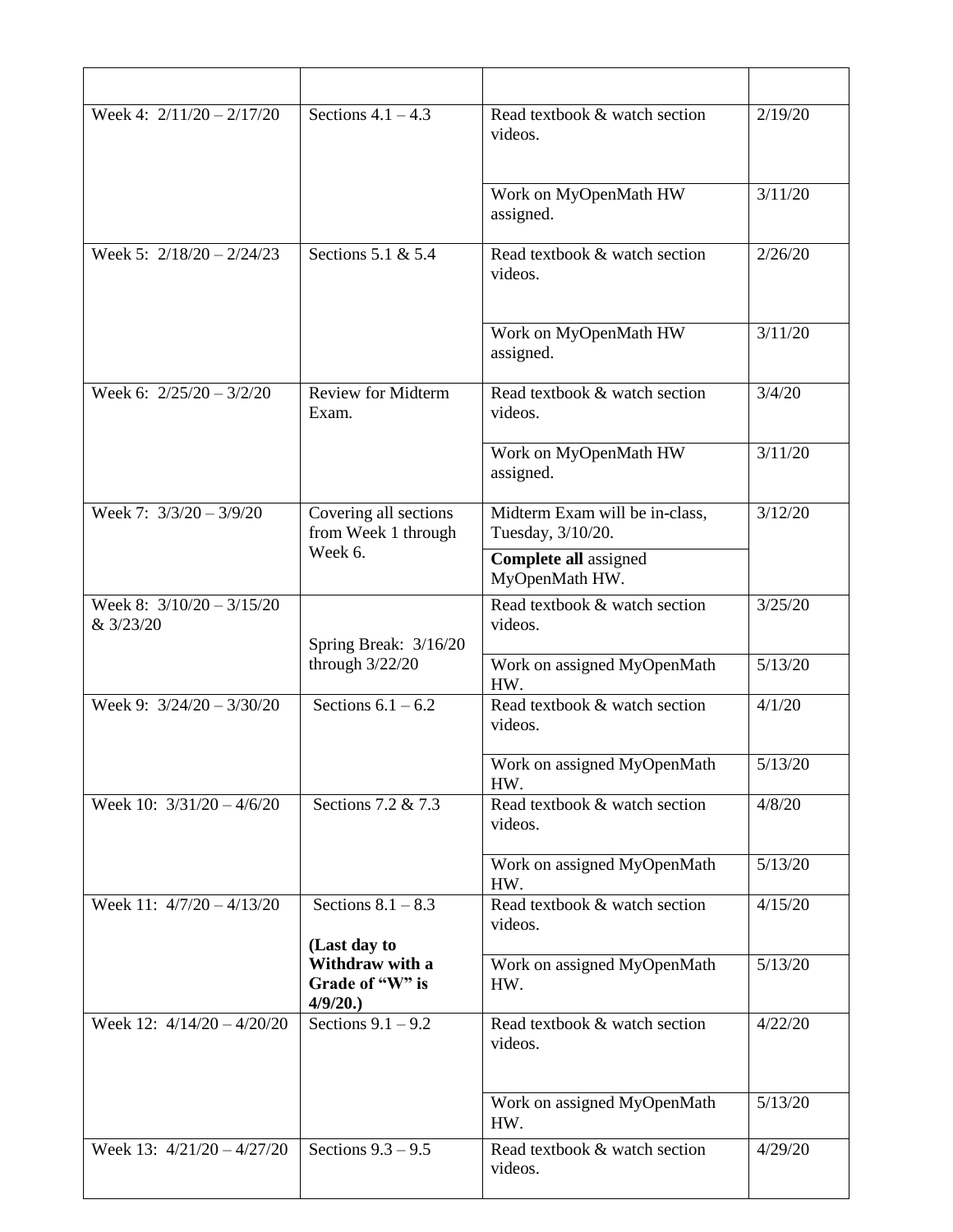| | | | |
|---|---|---|---|
| Week 4: 2/11/20 – 2/17/20 | Sections 4.1 – 4.3 | Read textbook & watch section videos. | 2/19/20 |
| | | Work on MyOpenMath HW assigned. | 3/11/20 |
| Week 5: 2/18/20 – 2/24/23 | Sections 5.1 & 5.4 | Read textbook & watch section videos. | 2/26/20 |
| | | Work on MyOpenMath HW assigned. | 3/11/20 |
| Week 6: 2/25/20 – 3/2/20 | Review for Midterm Exam. | Read textbook & watch section videos. | 3/4/20 |
| | | Work on MyOpenMath HW assigned. | 3/11/20 |
| Week 7: 3/3/20 – 3/9/20 | Covering all sections from Week 1 through Week 6. | Midterm Exam will be in-class, Tuesday, 3/10/20. | 3/12/20 |
| | | **Complete all** assigned MyOpenMath HW. | |
| Week 8: 3/10/20 – 3/15/20 & 3/23/20 | Spring Break: 3/16/20 through 3/22/20 | Read textbook & watch section videos. | 3/25/20 |
| | | Work on assigned MyOpenMath HW. | 5/13/20 |
| Week 9: 3/24/20 – 3/30/20 | Sections 6.1 – 6.2 | Read textbook & watch section videos. | 4/1/20 |
| | | Work on assigned MyOpenMath HW. | 5/13/20 |
| Week 10: 3/31/20 – 4/6/20 | Sections 7.2 & 7.3 | Read textbook & watch section videos. | 4/8/20 |
| | | Work on assigned MyOpenMath HW. | 5/13/20 |
| Week 11: 4/7/20 – 4/13/20 | Sections 8.1 – 8.3 **(Last day to Withdraw with a Grade of "W" is 4/9/20.)** | Read textbook & watch section videos. | 4/15/20 |
| | | Work on assigned MyOpenMath HW. | 5/13/20 |
| Week 12: 4/14/20 – 4/20/20 | Sections 9.1 – 9.2 | Read textbook & watch section videos. | 4/22/20 |
| | | Work on assigned MyOpenMath HW. | 5/13/20 |
| Week 13: 4/21/20 – 4/27/20 | Sections 9.3 – 9.5 | Read textbook & watch section videos. | 4/29/20 |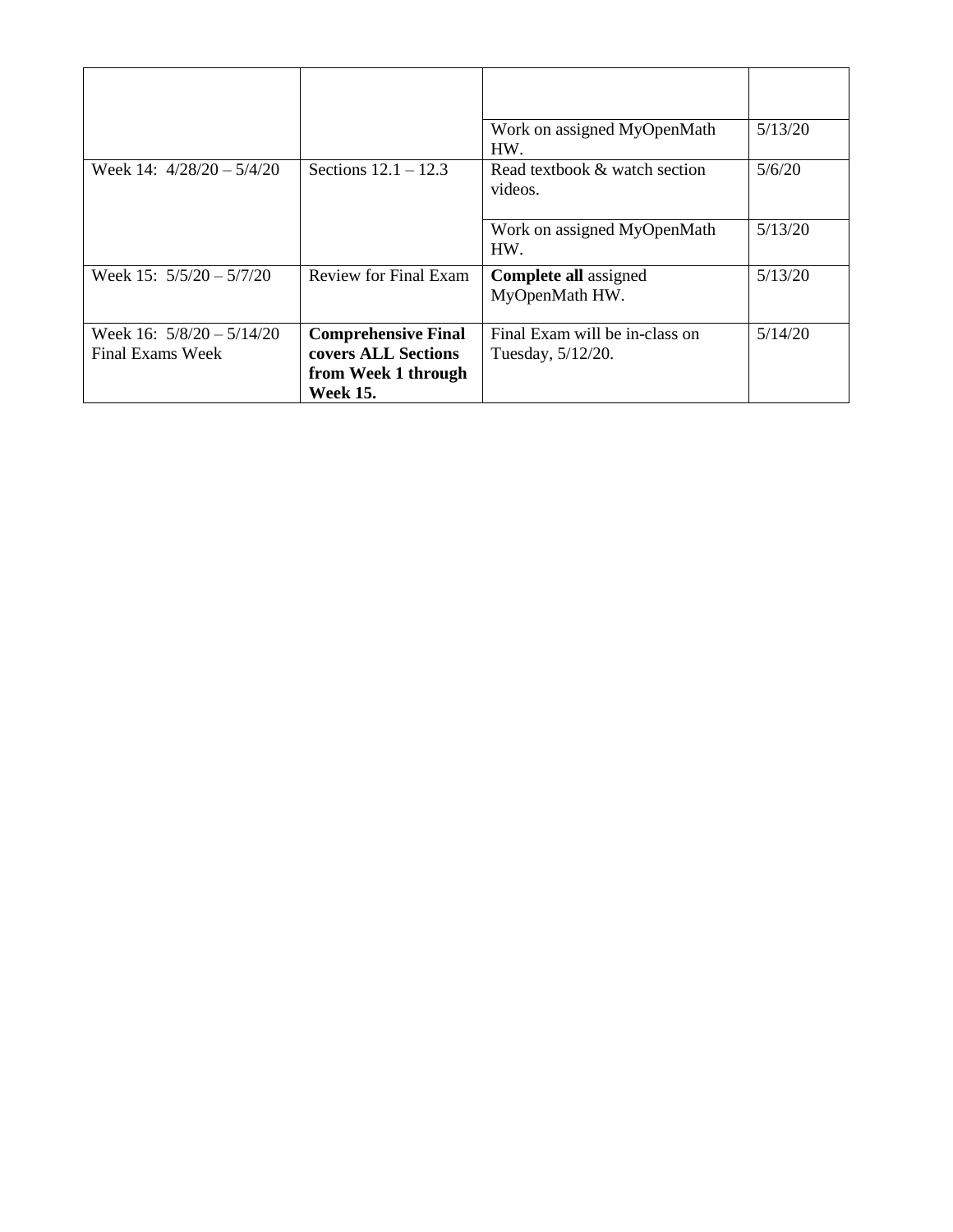| | | | |
|---|---|---|---|
| | | Work on assigned MyOpenMath HW. | 5/13/20 |
| Week 14: 4/28/20 – 5/4/20 | Sections 12.1 – 12.3 | Read textbook & watch section videos. | 5/6/20 |
| | | Work on assigned MyOpenMath HW. | 5/13/20 |
| Week 15: 5/5/20 – 5/7/20 | Review for Final Exam | **Complete all** assigned MyOpenMath HW. | 5/13/20 |
| Week 16: 5/8/20 – 5/14/20 Final Exams Week | **Comprehensive Final covers ALL Sections from Week 1 through Week 15.** | Final Exam will be in-class on Tuesday, 5/12/20. | 5/14/20 |